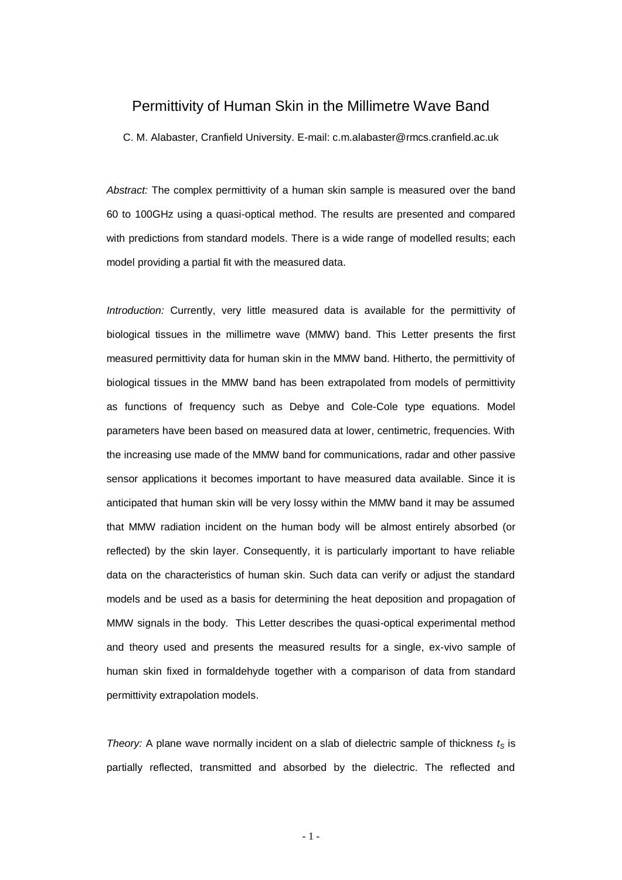# Permittivity of Human Skin in the Millimetre Wave Band

C. M. Alabaster, Cranfield University. E-mail: c.m.alabaster@rmcs.cranfield.ac.uk

*Abstract:* The complex permittivity of a human skin sample is measured over the band 60 to 100GHz using a quasi-optical method. The results are presented and compared with predictions from standard models. There is a wide range of modelled results; each model providing a partial fit with the measured data.

*Introduction:* Currently, very little measured data is available for the permittivity of biological tissues in the millimetre wave (MMW) band. This Letter presents the first measured permittivity data for human skin in the MMW band. Hitherto, the permittivity of biological tissues in the MMW band has been extrapolated from models of permittivity as functions of frequency such as Debye and Cole-Cole type equations. Model parameters have been based on measured data at lower, centimetric, frequencies. With the increasing use made of the MMW band for communications, radar and other passive sensor applications it becomes important to have measured data available. Since it is anticipated that human skin will be very lossy within the MMW band it may be assumed that MMW radiation incident on the human body will be almost entirely absorbed (or reflected) by the skin layer. Consequently, it is particularly important to have reliable data on the characteristics of human skin. Such data can verify or adjust the standard models and be used as a basis for determining the heat deposition and propagation of MMW signals in the body. This Letter describes the quasi-optical experimental method and theory used and presents the measured results for a single, ex-vivo sample of human skin fixed in formaldehyde together with a comparison of data from standard permittivity extrapolation models.

*Theory:* A plane wave normally incident on a slab of dielectric sample of thickness $t_S$ is partially reflected, transmitted and absorbed by the dielectric. The reflected and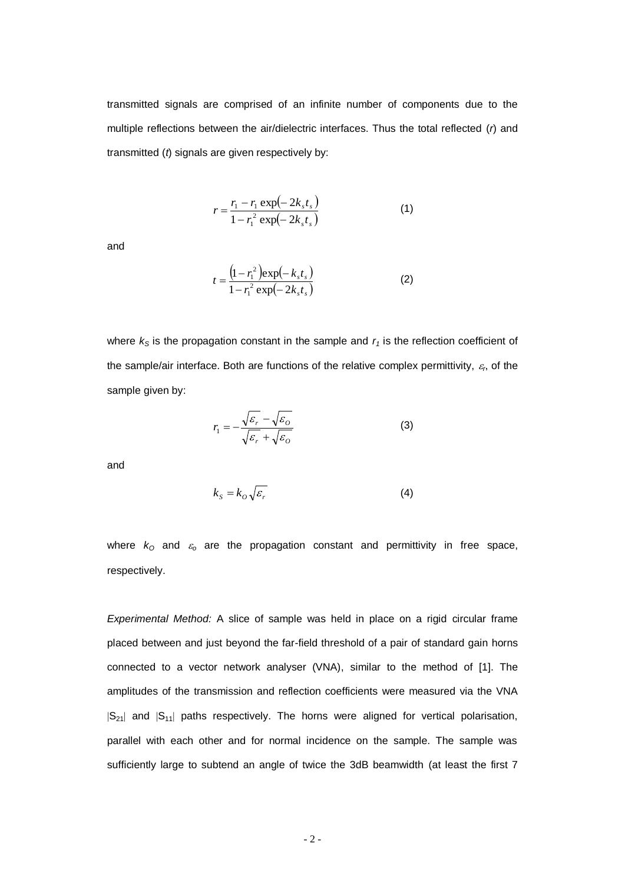transmitted signals are comprised of an infinite number of components due to the multiple reflections between the air/dielectric interfaces. Thus the total reflected (*r*) and transmitted (*t*) signals are given respectively by:

$$r = \frac{r_1 - r_1 \exp(-2k_s t_s)}{1 - r_1^2 \exp(-2k_s t_s)} \qquad (1)$$

and

$$t = \frac{(1 - r_1^2)\exp(-k_s t_s)}{1 - r_1^2 \exp(-2k_s t_s)} \qquad (2)$$

where $k_S$ is the propagation constant in the sample and $r_1$ is the reflection coefficient of the sample/air interface. Both are functions of the relative complex permittivity, $\varepsilon_r$, of the sample given by:

$$r_1 = -\frac{\sqrt{\varepsilon_r} - \sqrt{\varepsilon_O}}{\sqrt{\varepsilon_r} + \sqrt{\varepsilon_O}} \qquad (3)$$

and

$$k_S = k_O \sqrt{\varepsilon_r} \qquad (4)$$

where $k_O$ and $\varepsilon_o$ are the propagation constant and permittivity in free space, respectively.

*Experimental Method:* A slice of sample was held in place on a rigid circular frame placed between and just beyond the far-field threshold of a pair of standard gain horns connected to a vector network analyser (VNA), similar to the method of [1]. The amplitudes of the transmission and reflection coefficients were measured via the VNA $|S_{21}|$ and $|S_{11}|$ paths respectively. The horns were aligned for vertical polarisation, parallel with each other and for normal incidence on the sample. The sample was sufficiently large to subtend an angle of twice the 3dB beamwidth (at least the first 7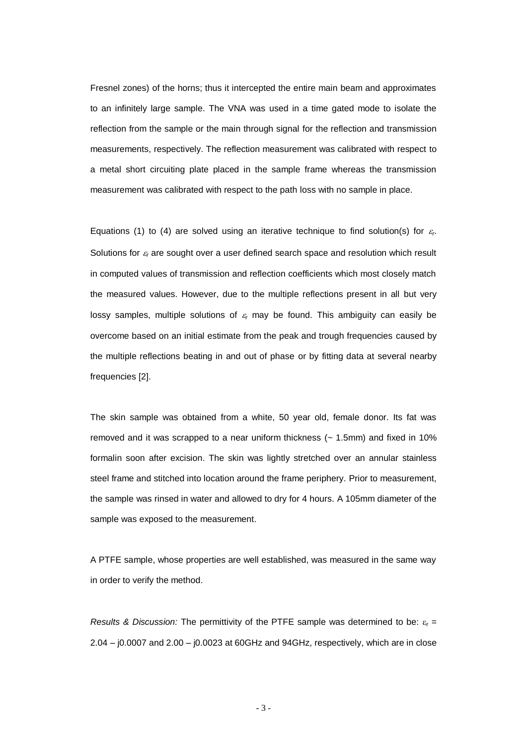Fresnel zones) of the horns; thus it intercepted the entire main beam and approximates to an infinitely large sample. The VNA was used in a time gated mode to isolate the reflection from the sample or the main through signal for the reflection and transmission measurements, respectively. The reflection measurement was calibrated with respect to a metal short circuiting plate placed in the sample frame whereas the transmission measurement was calibrated with respect to the path loss with no sample in place.

Equations (1) to (4) are solved using an iterative technique to find solution(s) for $\varepsilon_r$. Solutions for $\varepsilon_r$ are sought over a user defined search space and resolution which result in computed values of transmission and reflection coefficients which most closely match the measured values. However, due to the multiple reflections present in all but very lossy samples, multiple solutions of $\varepsilon_r$ may be found. This ambiguity can easily be overcome based on an initial estimate from the peak and trough frequencies caused by the multiple reflections beating in and out of phase or by fitting data at several nearby frequencies [2].

The skin sample was obtained from a white, 50 year old, female donor. Its fat was removed and it was scrapped to a near uniform thickness (~ 1.5mm) and fixed in 10% formalin soon after excision. The skin was lightly stretched over an annular stainless steel frame and stitched into location around the frame periphery. Prior to measurement, the sample was rinsed in water and allowed to dry for 4 hours. A 105mm diameter of the sample was exposed to the measurement.

A PTFE sample, whose properties are well established, was measured in the same way in order to verify the method.

*Results & Discussion:* The permittivity of the PTFE sample was determined to be: $\varepsilon_r$ = 2.04 – j0.0007 and 2.00 – j0.0023 at 60GHz and 94GHz, respectively, which are in close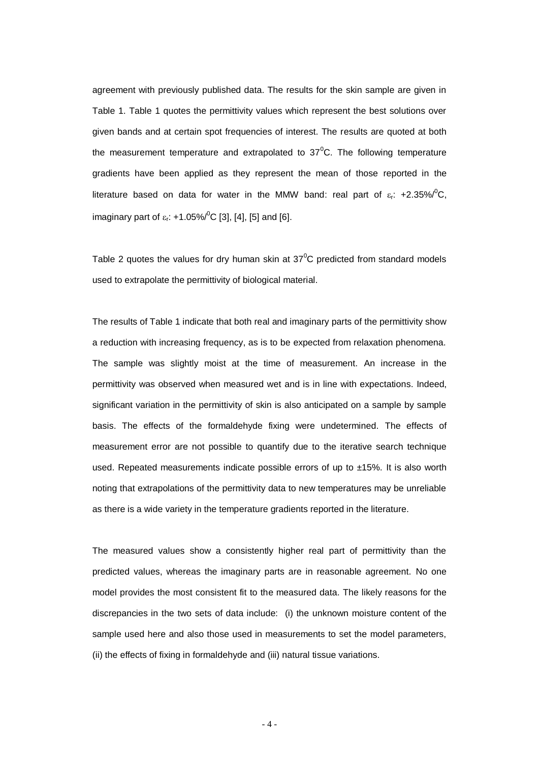agreement with previously published data. The results for the skin sample are given in Table 1. Table 1 quotes the permittivity values which represent the best solutions over given bands and at certain spot frequencies of interest. The results are quoted at both the measurement temperature and extrapolated to $37^0$C. The following temperature gradients have been applied as they represent the mean of those reported in the literature based on data for water in the MMW band: real part of $\varepsilon_r$: +2.35%/$^0$C, imaginary part of $\varepsilon_r$: +1.05%/$^0$C [3], [4], [5] and [6].

Table 2 quotes the values for dry human skin at $37^0$C predicted from standard models used to extrapolate the permittivity of biological material.

The results of Table 1 indicate that both real and imaginary parts of the permittivity show a reduction with increasing frequency, as is to be expected from relaxation phenomena. The sample was slightly moist at the time of measurement. An increase in the permittivity was observed when measured wet and is in line with expectations. Indeed, significant variation in the permittivity of skin is also anticipated on a sample by sample basis. The effects of the formaldehyde fixing were undetermined. The effects of measurement error are not possible to quantify due to the iterative search technique used. Repeated measurements indicate possible errors of up to ±15%. It is also worth noting that extrapolations of the permittivity data to new temperatures may be unreliable as there is a wide variety in the temperature gradients reported in the literature.

The measured values show a consistently higher real part of permittivity than the predicted values, whereas the imaginary parts are in reasonable agreement. No one model provides the most consistent fit to the measured data. The likely reasons for the discrepancies in the two sets of data include: (i) the unknown moisture content of the sample used here and also those used in measurements to set the model parameters, (ii) the effects of fixing in formaldehyde and (iii) natural tissue variations.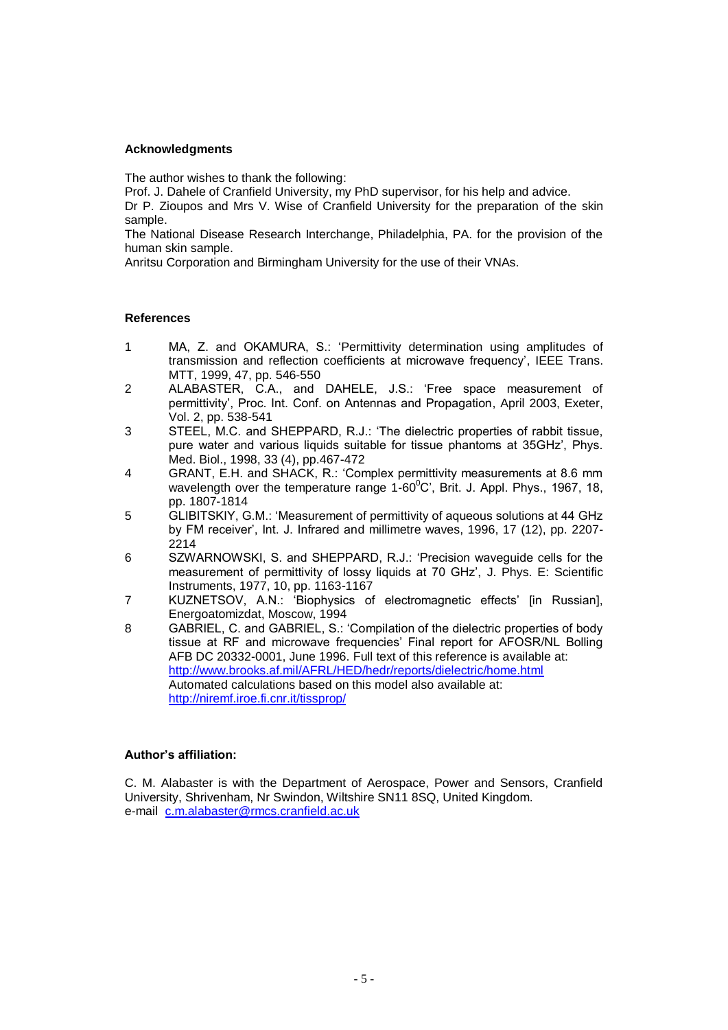## Acknowledgments

The author wishes to thank the following:
Prof. J. Dahele of Cranfield University, my PhD supervisor, for his help and advice.
Dr P. Zioupos and Mrs V. Wise of Cranfield University for the preparation of the skin sample.
The National Disease Research Interchange, Philadelphia, PA. for the provision of the human skin sample.
Anritsu Corporation and Birmingham University for the use of their VNAs.

## References

1. MA, Z. and OKAMURA, S.: 'Permittivity determination using amplitudes of transmission and reflection coefficients at microwave frequency', IEEE Trans. MTT, 1999, 47, pp. 546-550
2. ALABASTER, C.A., and DAHELE, J.S.: 'Free space measurement of permittivity', Proc. Int. Conf. on Antennas and Propagation, April 2003, Exeter, Vol. 2, pp. 538-541
3. STEEL, M.C. and SHEPPARD, R.J.: 'The dielectric properties of rabbit tissue, pure water and various liquids suitable for tissue phantoms at 35GHz', Phys. Med. Biol., 1998, 33 (4), pp.467-472
4. GRANT, E.H. and SHACK, R.: 'Complex permittivity measurements at 8.6 mm wavelength over the temperature range 1-60$^{0}$C', Brit. J. Appl. Phys., 1967, 18, pp. 1807-1814
5. GLIBITSKIY, G.M.: 'Measurement of permittivity of aqueous solutions at 44 GHz by FM receiver', Int. J. Infrared and millimetre waves, 1996, 17 (12), pp. 2207-2214
6. SZWARNOWSKI, S. and SHEPPARD, R.J.: 'Precision waveguide cells for the measurement of permittivity of lossy liquids at 70 GHz', J. Phys. E: Scientific Instruments, 1977, 10, pp. 1163-1167
7. KUZNETSOV, A.N.: 'Biophysics of electromagnetic effects' [in Russian], Energoatomizdat, Moscow, 1994
8. GABRIEL, C. and GABRIEL, S.: 'Compilation of the dielectric properties of body tissue at RF and microwave frequencies' Final report for AFOSR/NL Bolling AFB DC 20332-0001, June 1996. Full text of this reference is available at: http://www.brooks.af.mil/AFRL/HED/hedr/reports/dielectric/home.html
   Automated calculations based on this model also available at: http://niremf.iroe.fi.cnr.it/tissprop/

## Author's affiliation:

C. M. Alabaster is with the Department of Aerospace, Power and Sensors, Cranfield University, Shrivenham, Nr Swindon, Wiltshire SN11 8SQ, United Kingdom.
e-mail c.m.alabaster@rmcs.cranfield.ac.uk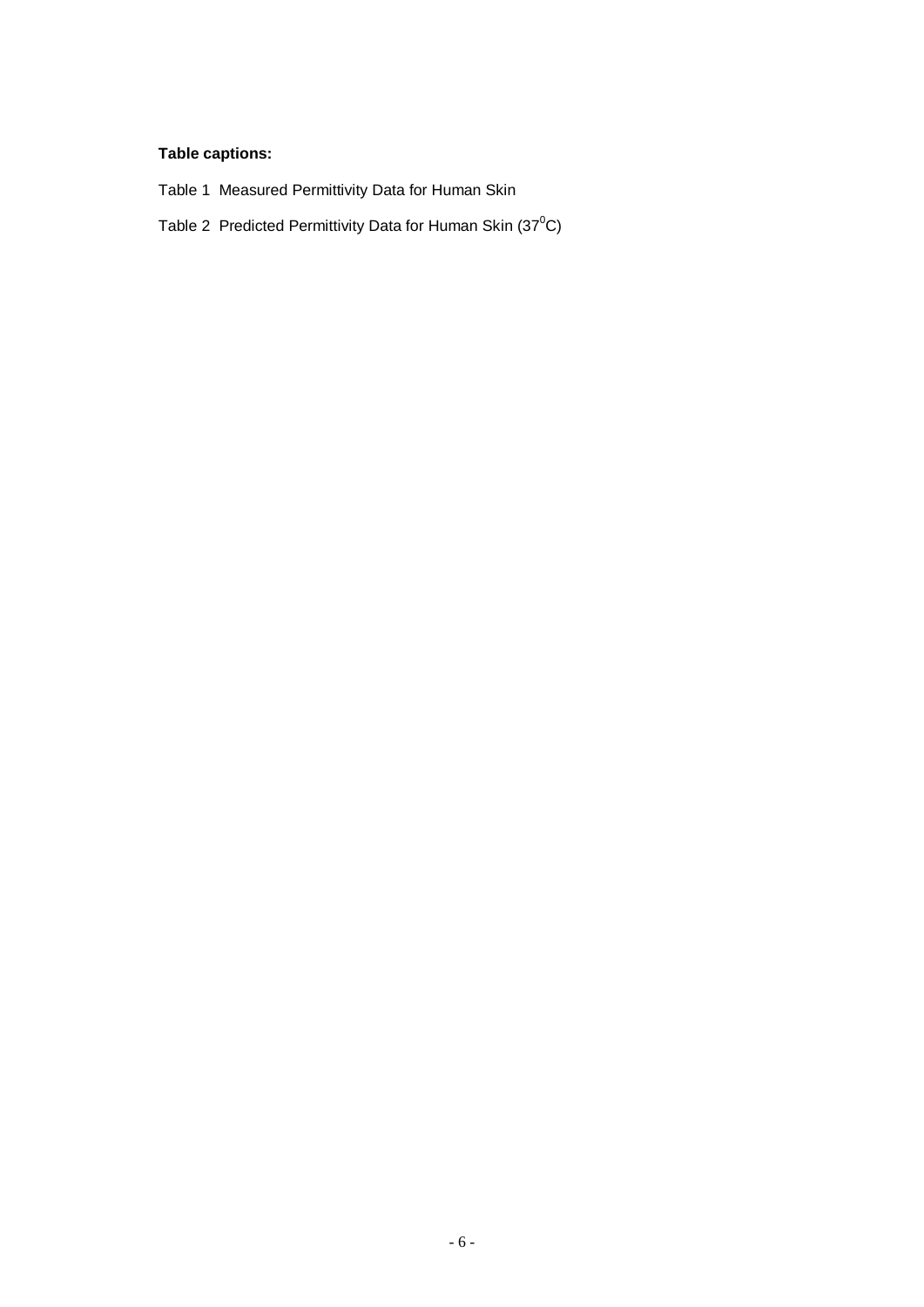**Table captions:**

Table 1 Measured Permittivity Data for Human Skin

Table 2 Predicted Permittivity Data for Human Skin ($37^0$C)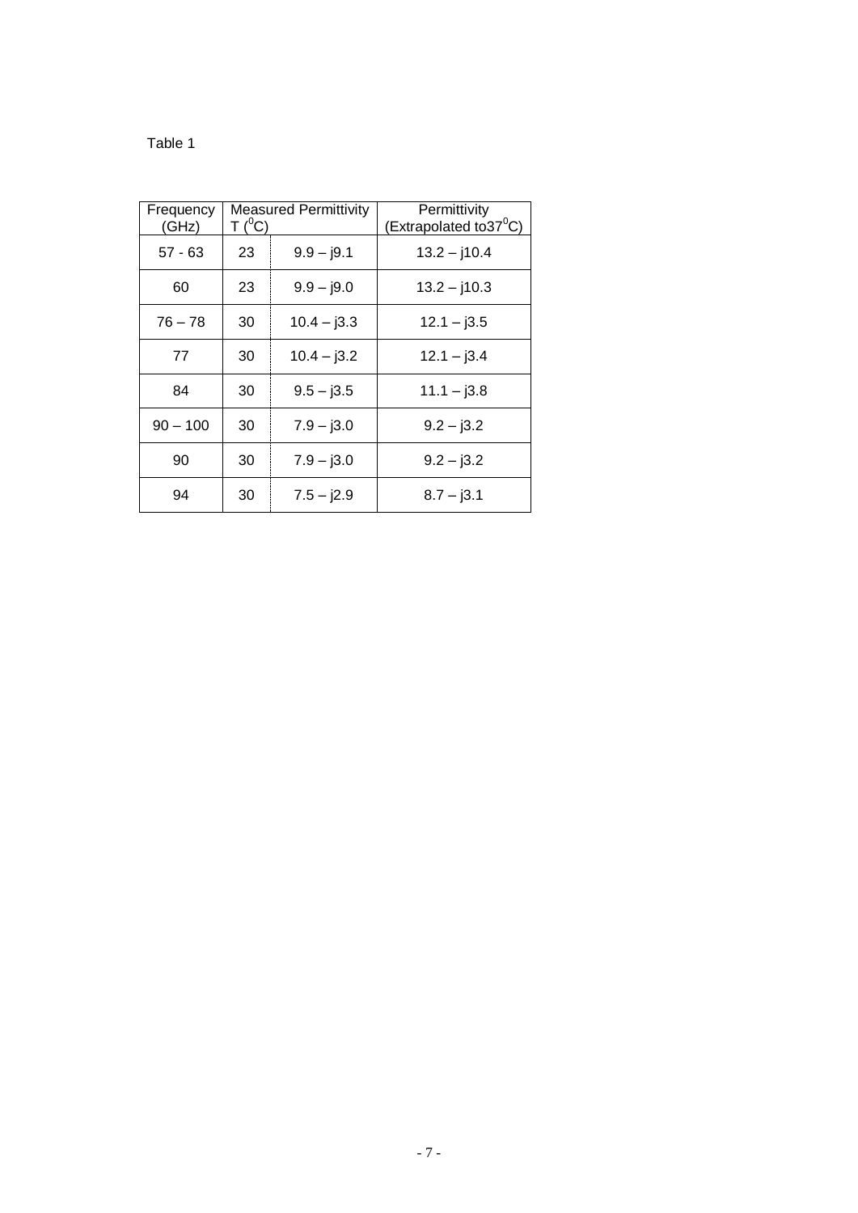Table 1

| Frequency (GHz) | Measured Permittivity T ($^0$C) | | Permittivity (Extrapolated to37$^0$C) |
|---|---|---|---|
| 57 - 63 | 23 | 9.9 – j9.1 | 13.2 – j10.4 |
| 60 | 23 | 9.9 – j9.0 | 13.2 – j10.3 |
| 76 – 78 | 30 | 10.4 – j3.3 | 12.1 – j3.5 |
| 77 | 30 | 10.4 – j3.2 | 12.1 – j3.4 |
| 84 | 30 | 9.5 – j3.5 | 11.1 – j3.8 |
| 90 – 100 | 30 | 7.9 – j3.0 | 9.2 – j3.2 |
| 90 | 30 | 7.9 – j3.0 | 9.2 – j3.2 |
| 94 | 30 | 7.5 – j2.9 | 8.7 – j3.1 |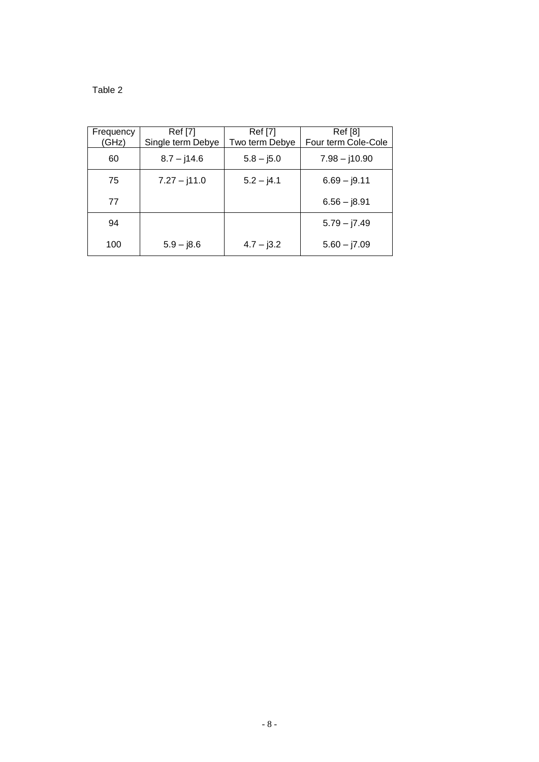Table 2

| Frequency (GHz) | Ref [7] Single term Debye | Ref [7] Two term Debye | Ref [8] Four term Cole-Cole |
|---|---|---|---|
| 60 | 8.7 – j14.6 | 5.8 – j5.0 | 7.98 – j10.90 |
| 75 | 7.27 – j11.0 | 5.2 – j4.1 | 6.69 – j9.11 |
| 77 | | | 6.56 – j8.91 |
| 94 | | | 5.79 – j7.49 |
| 100 | 5.9 – j8.6 | 4.7 – j3.2 | 5.60 – j7.09 |